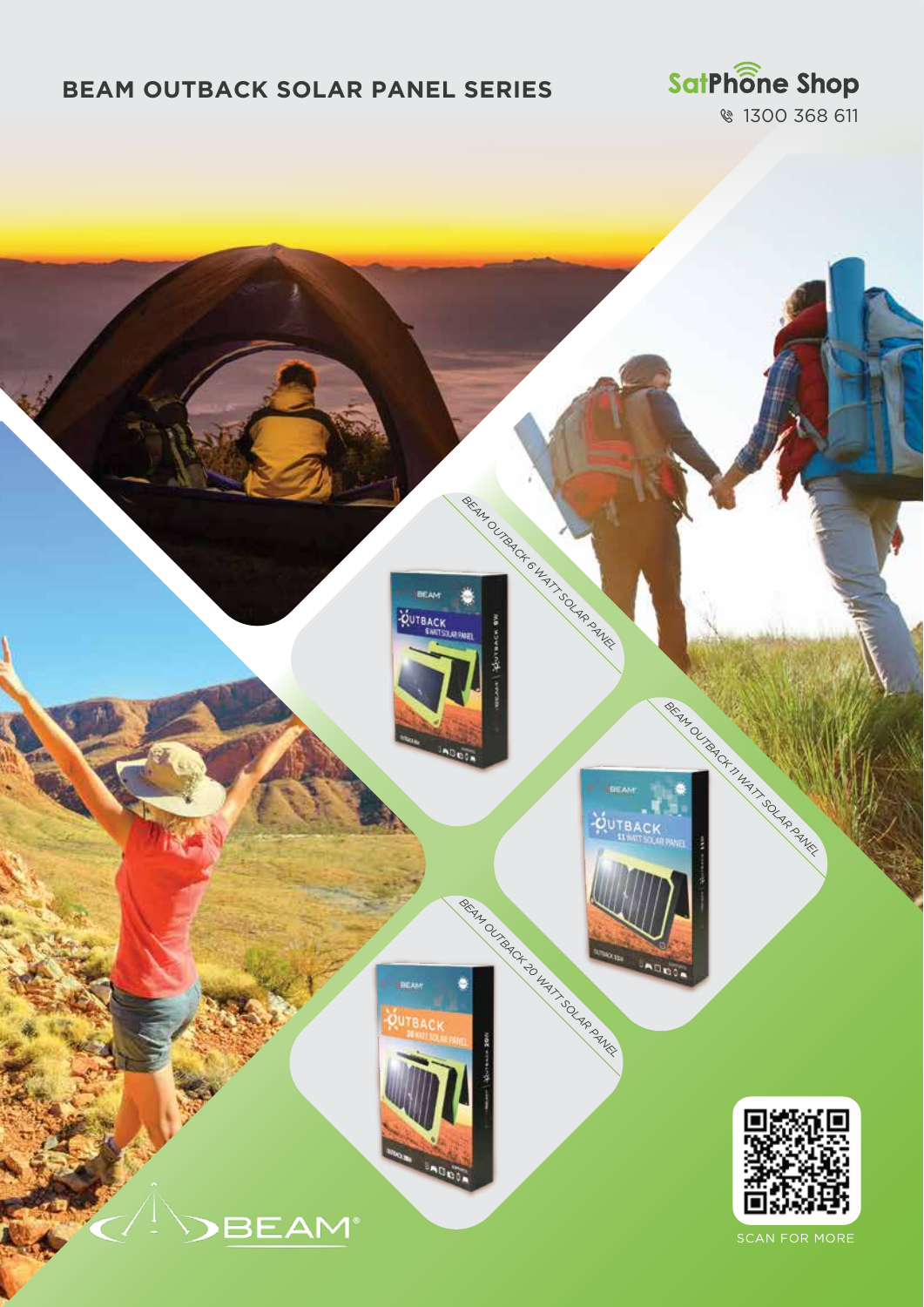# BEAM OUTBACK SOLAR PANEL SERIES

SatPhone Shop
1300 368 611

BEAM OUTBACK 6 WATT SOLAR PANEL

BEAM OUTBACK 11 WATT SOLAR PANEL

BEAM OUTBACK 20 WATT SOLAR PANEL

BEAM®

SCAN FOR MORE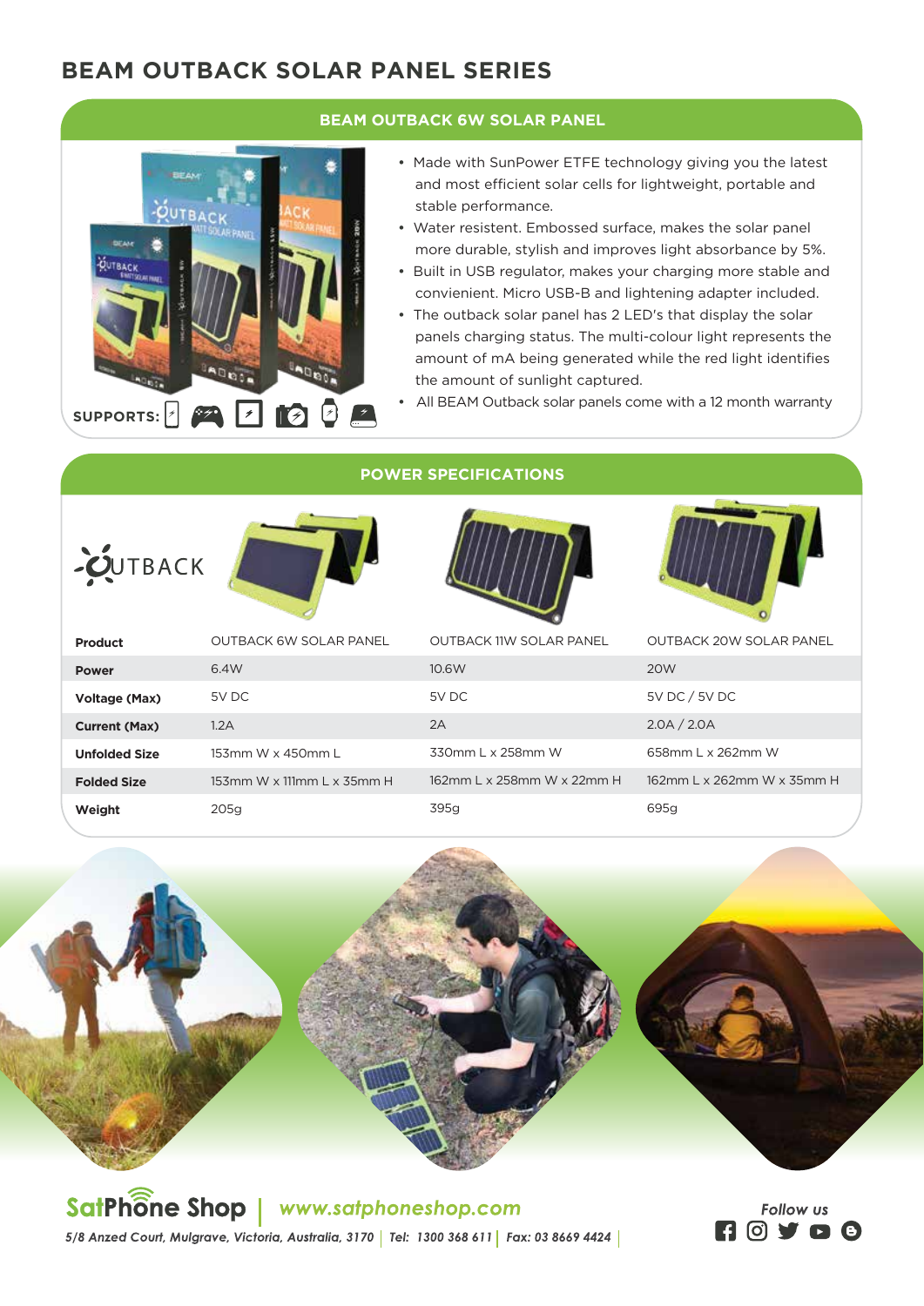# BEAM OUTBACK SOLAR PANEL SERIES

## BEAM OUTBACK 6W SOLAR PANEL

- Made with SunPower ETFE technology giving you the latest and most efficient solar cells for lightweight, portable and stable performance.
- Water resistent. Embossed surface, makes the solar panel more durable, stylish and improves light absorbance by 5%.
- Built in USB regulator, makes your charging more stable and convienient. Micro USB-B and lightening adapter included.
- The outback solar panel has 2 LED's that display the solar panels charging status. The multi-colour light represents the amount of mA being generated while the red light identifies the amount of sunlight captured.
- All BEAM Outback solar panels come with a 12 month warranty

**SUPPORTS:**

## POWER SPECIFICATIONS

| **Product** | OUTBACK 6W SOLAR PANEL | OUTBACK 11W SOLAR PANEL | OUTBACK 20W SOLAR PANEL |
|---|---|---|---|
| **Power** | 6.4W | 10.6W | 20W |
| **Voltage (Max)** | 5V DC | 5V DC | 5V DC / 5V DC |
| **Current (Max)** | 1.2A | 2A | 2.0A / 2.0A |
| **Unfolded Size** | 153mm W x 450mm L | 330mm L x 258mm W | 658mm L x 262mm W |
| **Folded Size** | 153mm W x 111mm L x 35mm H | 162mm L x 258mm W x 22mm H | 162mm L x 262mm W x 35mm H |
| **Weight** | 205g | 395g | 695g |

**SatPhone Shop** | *www.satphoneshop.com*

*5/8 Anzed Court, Mulgrave, Victoria, Australia, 3170 | Tel: 1300 368 611 | Fax: 03 8669 4424*

*Follow us*